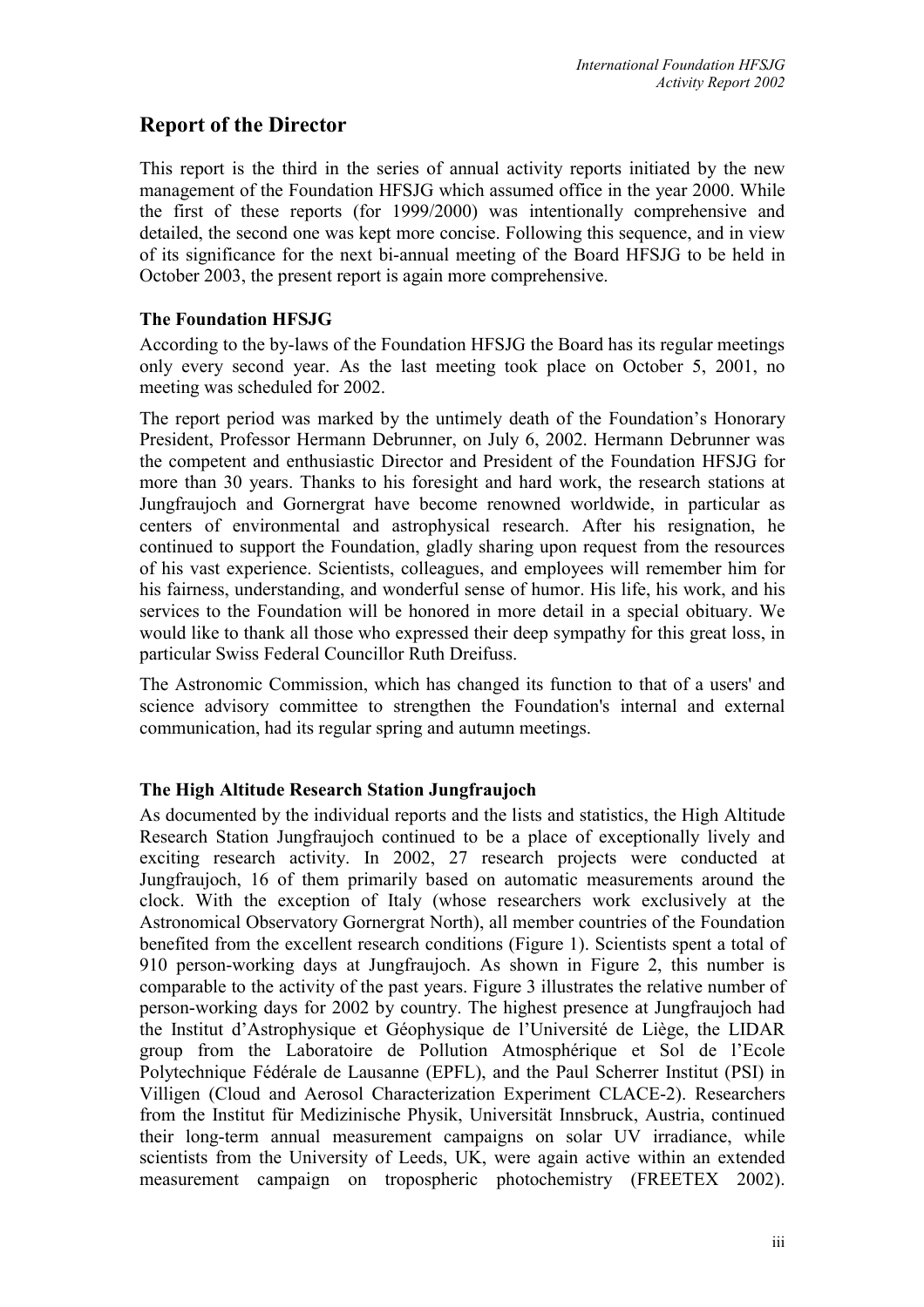## Report of the Director

This report is the third in the series of annual activity reports initiated by the new management of the Foundation HFSJG which assumed office in the year 2000. While the first of these reports (for 1999/2000) was intentionally comprehensive and detailed, the second one was kept more concise. Following this sequence, and in view of its significance for the next bi-annual meeting of the Board HFSJG to be held in October 2003, the present report is again more comprehensive.

### The Foundation HFSJG

According to the by-laws of the Foundation HFSJG the Board has its regular meetings only every second year. As the last meeting took place on October 5, 2001, no meeting was scheduled for 2002.

The report period was marked by the untimely death of the Foundation's Honorary President, Professor Hermann Debrunner, on July 6, 2002. Hermann Debrunner was the competent and enthusiastic Director and President of the Foundation HFSJG for more than 30 years. Thanks to his foresight and hard work, the research stations at Jungfraujoch and Gornergrat have become renowned worldwide, in particular as centers of environmental and astrophysical research. After his resignation, he continued to support the Foundation, gladly sharing upon request from the resources of his vast experience. Scientists, colleagues, and employees will remember him for his fairness, understanding, and wonderful sense of humor. His life, his work, and his services to the Foundation will be honored in more detail in a special obituary. We would like to thank all those who expressed their deep sympathy for this great loss, in particular Swiss Federal Councillor Ruth Dreifuss.

The Astronomic Commission, which has changed its function to that of a users' and science advisory committee to strengthen the Foundation's internal and external communication, had its regular spring and autumn meetings.

### The High Altitude Research Station Jungfraujoch

As documented by the individual reports and the lists and statistics, the High Altitude Research Station Jungfraujoch continued to be a place of exceptionally lively and exciting research activity. In 2002, 27 research projects were conducted at Jungfraujoch, 16 of them primarily based on automatic measurements around the clock. With the exception of Italy (whose researchers work exclusively at the Astronomical Observatory Gornergrat North), all member countries of the Foundation benefited from the excellent research conditions (Figure 1). Scientists spent a total of 910 person-working days at Jungfraujoch. As shown in Figure 2, this number is comparable to the activity of the past years. Figure 3 illustrates the relative number of person-working days for 2002 by country. The highest presence at Jungfraujoch had the Institut d'Astrophysique et Géophysique de l'Université de Liège, the LIDAR group from the Laboratoire de Pollution Atmosphérique et Sol de l'Ecole Polytechnique Fédérale de Lausanne (EPFL), and the Paul Scherrer Institut (PSI) in Villigen (Cloud and Aerosol Characterization Experiment CLACE-2). Researchers from the Institut für Medizinische Physik, Universität Innsbruck, Austria, continued their long-term annual measurement campaigns on solar UV irradiance, while scientists from the University of Leeds, UK, were again active within an extended measurement campaign on tropospheric photochemistry (FREETEX 2002).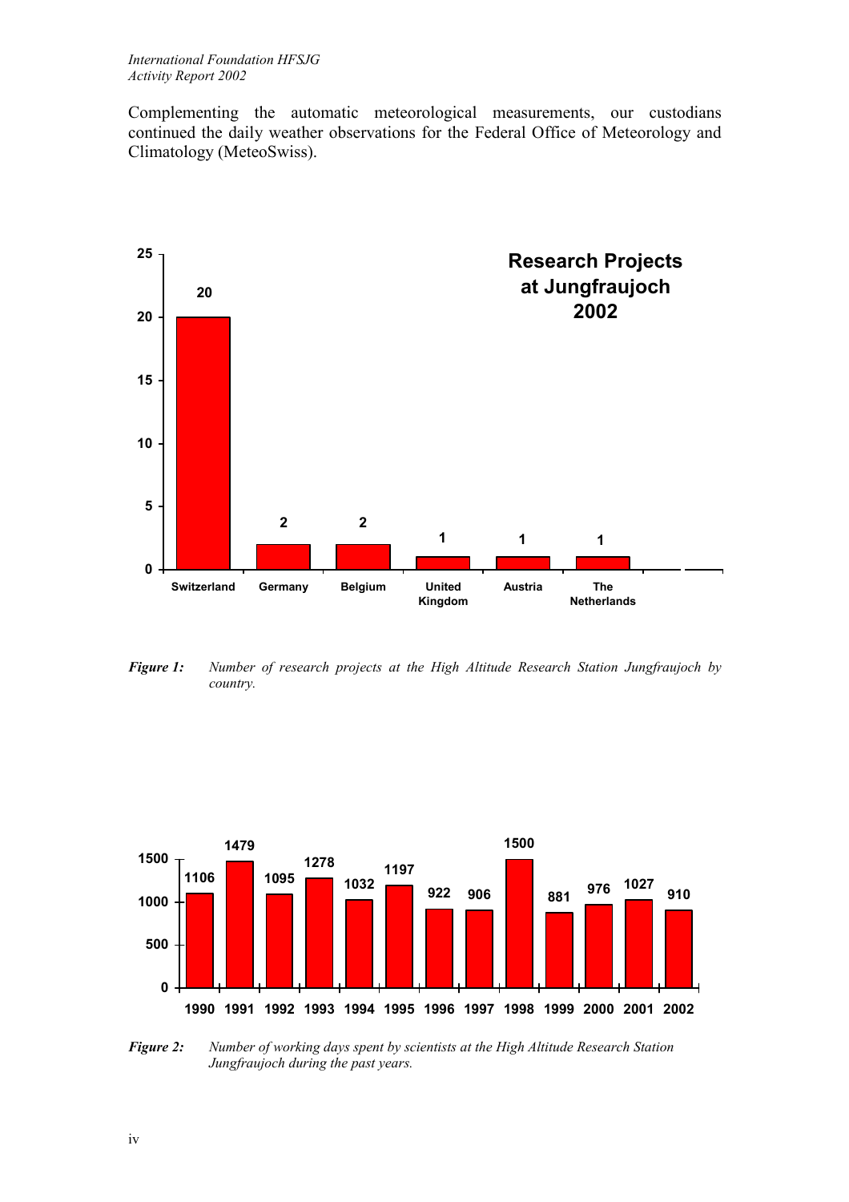Complementing the automatic meteorological measurements, our custodians continued the daily weather observations for the Federal Office of Meteorology and Climatology (MeteoSwiss).

**Research Projects at Jungfraujoch 2002**

| Country | Number of projects |
|---|---|
| Switzerland | 20 |
| Germany | 2 |
| Belgium | 2 |
| United Kingdom | 1 |
| Austria | 1 |
| The Netherlands | 1 |

***Figure 1:*** *Number of research projects at the High Altitude Research Station Jungfraujoch by country.*

| Year | 1990 | 1991 | 1992 | 1993 | 1994 | 1995 | 1996 | 1997 | 1998 | 1999 | 2000 | 2001 | 2002 |
|---|---|---|---|---|---|---|---|---|---|---|---|---|---|
| Working days | 1106 | 1479 | 1095 | 1278 | 1032 | 1197 | 922 | 906 | 1500 | 881 | 976 | 1027 | 910 |

***Figure 2:*** *Number of working days spent by scientists at the High Altitude Research Station Jungfraujoch during the past years.*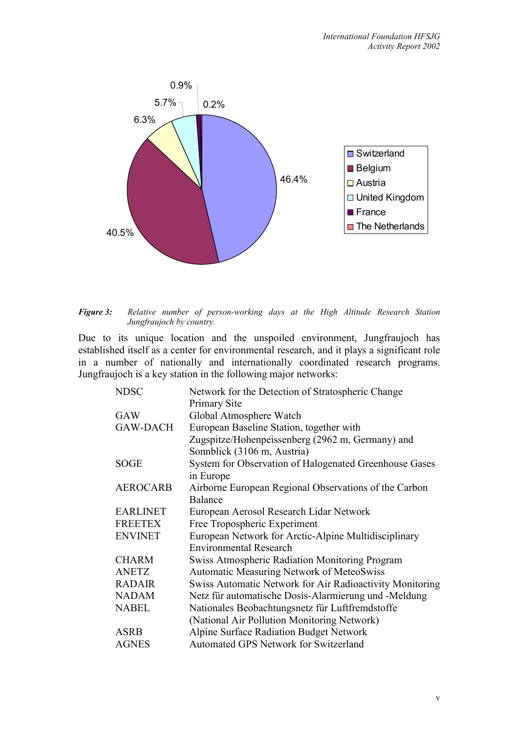*Figure 3: Relative number of person-working days at the High Altitude Research Station Jungfraujoch by country.*

Due to its unique location and the unspoiled environment, Jungfraujoch has established itself as a center for environmental research, and it plays a significant role in a number of nationally and internationally coordinated research programs. Jungfraujoch is a key station in the following major networks:

| | |
|---|---|
| NDSC | Network for the Detection of Stratospheric Change Primary Site |
| GAW | Global Atmosphere Watch |
| GAW-DACH | European Baseline Station, together with Zugspitze/Hohenpeissenberg (2962 m, Germany) and Sonnblick (3106 m, Austria) |
| SOGE | System for Observation of Halogenated Greenhouse Gases in Europe |
| AEROCARB | Airborne European Regional Observations of the Carbon Balance |
| EARLINET | European Aerosol Research Lidar Network |
| FREETEX | Free Tropospheric Experiment |
| ENVINET | European Network for Arctic-Alpine Multidisciplinary Environmental Research |
| CHARM | Swiss Atmospheric Radiation Monitoring Program |
| ANETZ | Automatic Measuring Network of MeteoSwiss |
| RADAIR | Swiss Automatic Network for Air Radioactivity Monitoring |
| NADAM | Netz für automatische Dosis-Alarmierung und -Meldung |
| NABEL | Nationales Beobachtungsnetz für Luftfremdstoffe (National Air Pollution Monitoring Network) |
| ASRB | Alpine Surface Radiation Budget Network |
| AGNES | Automated GPS Network for Switzerland |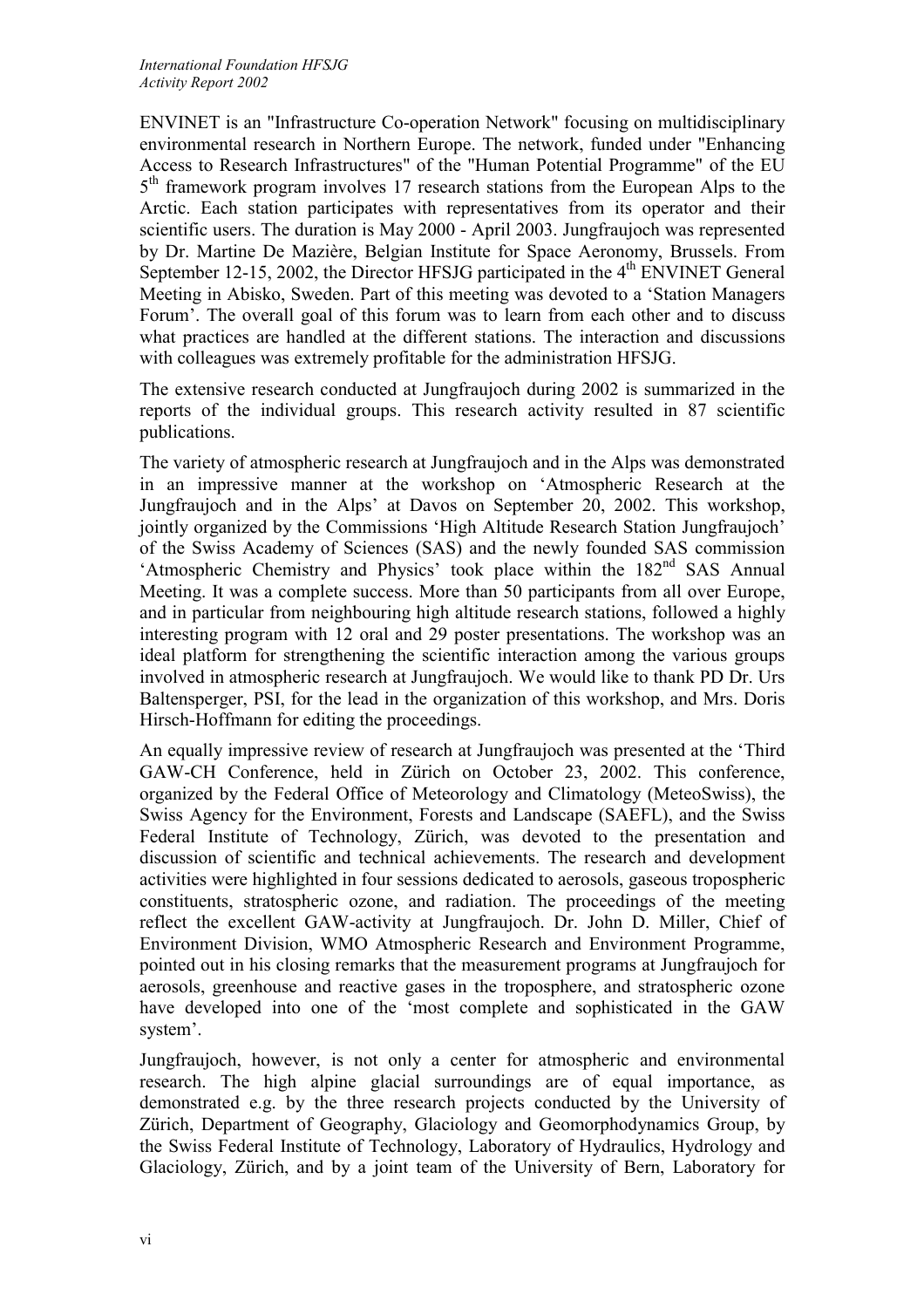ENVINET is an "Infrastructure Co-operation Network" focusing on multidisciplinary environmental research in Northern Europe. The network, funded under "Enhancing Access to Research Infrastructures" of the "Human Potential Programme" of the EU 5th framework program involves 17 research stations from the European Alps to the Arctic. Each station participates with representatives from its operator and their scientific users. The duration is May 2000 - April 2003. Jungfraujoch was represented by Dr. Martine De Mazière, Belgian Institute for Space Aeronomy, Brussels. From September 12-15, 2002, the Director HFSJG participated in the 4th ENVINET General Meeting in Abisko, Sweden. Part of this meeting was devoted to a 'Station Managers Forum'. The overall goal of this forum was to learn from each other and to discuss what practices are handled at the different stations. The interaction and discussions with colleagues was extremely profitable for the administration HFSJG.

The extensive research conducted at Jungfraujoch during 2002 is summarized in the reports of the individual groups. This research activity resulted in 87 scientific publications.

The variety of atmospheric research at Jungfraujoch and in the Alps was demonstrated in an impressive manner at the workshop on 'Atmospheric Research at the Jungfraujoch and in the Alps' at Davos on September 20, 2002. This workshop, jointly organized by the Commissions 'High Altitude Research Station Jungfraujoch' of the Swiss Academy of Sciences (SAS) and the newly founded SAS commission 'Atmospheric Chemistry and Physics' took place within the 182nd SAS Annual Meeting. It was a complete success. More than 50 participants from all over Europe, and in particular from neighbouring high altitude research stations, followed a highly interesting program with 12 oral and 29 poster presentations. The workshop was an ideal platform for strengthening the scientific interaction among the various groups involved in atmospheric research at Jungfraujoch. We would like to thank PD Dr. Urs Baltensperger, PSI, for the lead in the organization of this workshop, and Mrs. Doris Hirsch-Hoffmann for editing the proceedings.

An equally impressive review of research at Jungfraujoch was presented at the 'Third GAW-CH Conference, held in Zürich on October 23, 2002. This conference, organized by the Federal Office of Meteorology and Climatology (MeteoSwiss), the Swiss Agency for the Environment, Forests and Landscape (SAEFL), and the Swiss Federal Institute of Technology, Zürich, was devoted to the presentation and discussion of scientific and technical achievements. The research and development activities were highlighted in four sessions dedicated to aerosols, gaseous tropospheric constituents, stratospheric ozone, and radiation. The proceedings of the meeting reflect the excellent GAW-activity at Jungfraujoch. Dr. John D. Miller, Chief of Environment Division, WMO Atmospheric Research and Environment Programme, pointed out in his closing remarks that the measurement programs at Jungfraujoch for aerosols, greenhouse and reactive gases in the troposphere, and stratospheric ozone have developed into one of the 'most complete and sophisticated in the GAW system'.

Jungfraujoch, however, is not only a center for atmospheric and environmental research. The high alpine glacial surroundings are of equal importance, as demonstrated e.g. by the three research projects conducted by the University of Zürich, Department of Geography, Glaciology and Geomorphodynamics Group, by the Swiss Federal Institute of Technology, Laboratory of Hydraulics, Hydrology and Glaciology, Zürich, and by a joint team of the University of Bern, Laboratory for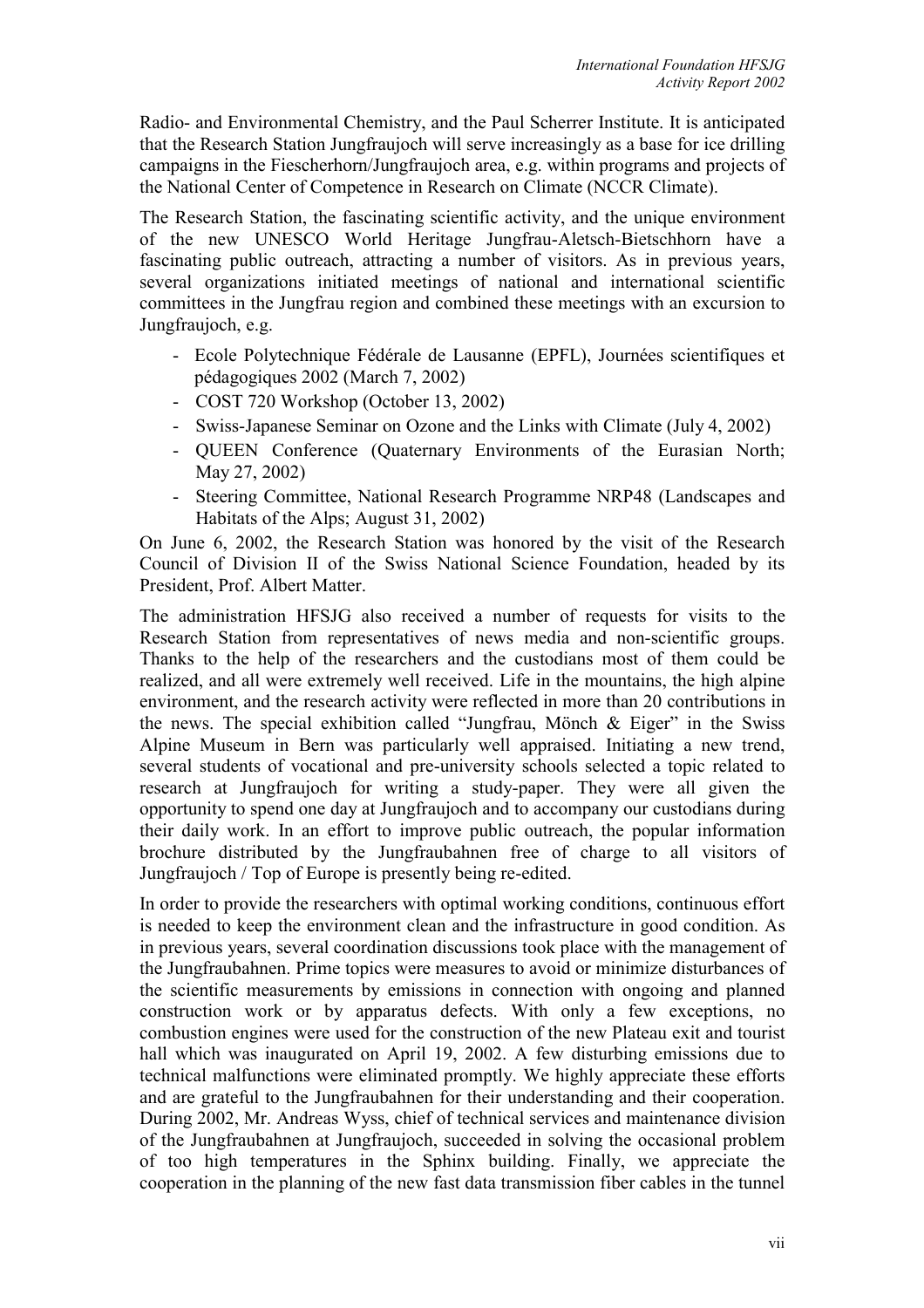Radio- and Environmental Chemistry, and the Paul Scherrer Institute. It is anticipated that the Research Station Jungfraujoch will serve increasingly as a base for ice drilling campaigns in the Fiescherhorn/Jungfraujoch area, e.g. within programs and projects of the National Center of Competence in Research on Climate (NCCR Climate).

The Research Station, the fascinating scientific activity, and the unique environment of the new UNESCO World Heritage Jungfrau-Aletsch-Bietschhorn have a fascinating public outreach, attracting a number of visitors. As in previous years, several organizations initiated meetings of national and international scientific committees in the Jungfrau region and combined these meetings with an excursion to Jungfraujoch, e.g.

- Ecole Polytechnique Fédérale de Lausanne (EPFL), Journées scientifiques et pédagogiques 2002 (March 7, 2002)
- COST 720 Workshop (October 13, 2002)
- Swiss-Japanese Seminar on Ozone and the Links with Climate (July 4, 2002)
- QUEEN Conference (Quaternary Environments of the Eurasian North; May 27, 2002)
- Steering Committee, National Research Programme NRP48 (Landscapes and Habitats of the Alps; August 31, 2002)

On June 6, 2002, the Research Station was honored by the visit of the Research Council of Division II of the Swiss National Science Foundation, headed by its President, Prof. Albert Matter.

The administration HFSJG also received a number of requests for visits to the Research Station from representatives of news media and non-scientific groups. Thanks to the help of the researchers and the custodians most of them could be realized, and all were extremely well received. Life in the mountains, the high alpine environment, and the research activity were reflected in more than 20 contributions in the news. The special exhibition called "Jungfrau, Mönch & Eiger" in the Swiss Alpine Museum in Bern was particularly well appraised. Initiating a new trend, several students of vocational and pre-university schools selected a topic related to research at Jungfraujoch for writing a study-paper. They were all given the opportunity to spend one day at Jungfraujoch and to accompany our custodians during their daily work. In an effort to improve public outreach, the popular information brochure distributed by the Jungfraubahnen free of charge to all visitors of Jungfraujoch / Top of Europe is presently being re-edited.

In order to provide the researchers with optimal working conditions, continuous effort is needed to keep the environment clean and the infrastructure in good condition. As in previous years, several coordination discussions took place with the management of the Jungfraubahnen. Prime topics were measures to avoid or minimize disturbances of the scientific measurements by emissions in connection with ongoing and planned construction work or by apparatus defects. With only a few exceptions, no combustion engines were used for the construction of the new Plateau exit and tourist hall which was inaugurated on April 19, 2002. A few disturbing emissions due to technical malfunctions were eliminated promptly. We highly appreciate these efforts and are grateful to the Jungfraubahnen for their understanding and their cooperation. During 2002, Mr. Andreas Wyss, chief of technical services and maintenance division of the Jungfraubahnen at Jungfraujoch, succeeded in solving the occasional problem of too high temperatures in the Sphinx building. Finally, we appreciate the cooperation in the planning of the new fast data transmission fiber cables in the tunnel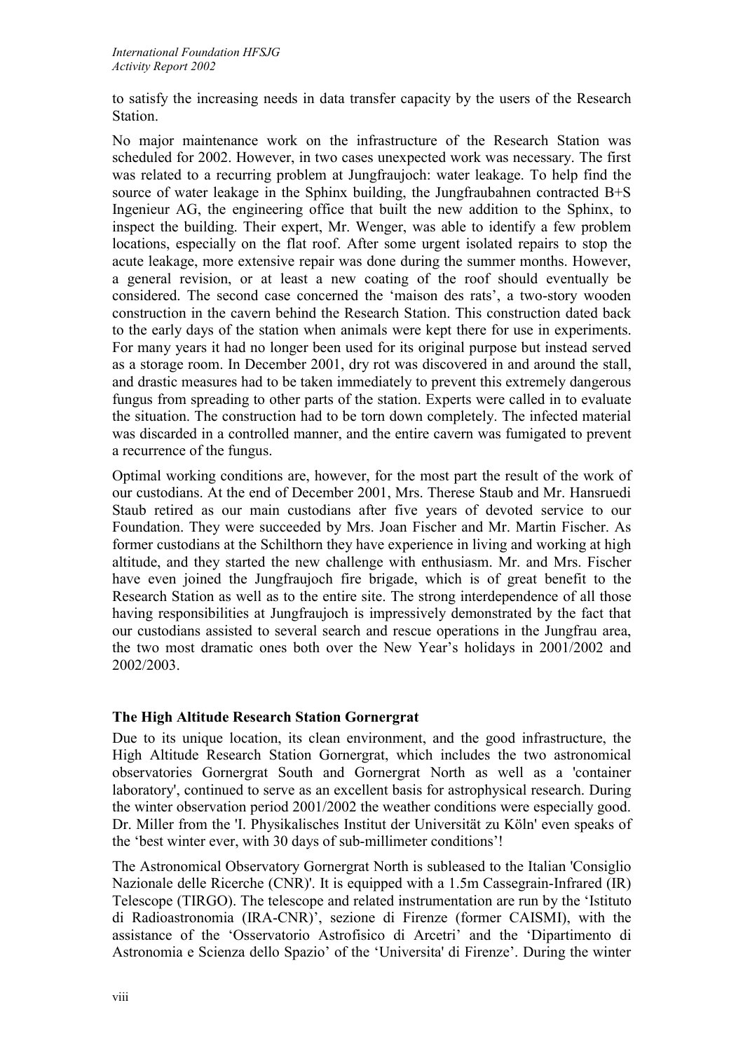to satisfy the increasing needs in data transfer capacity by the users of the Research Station.

No major maintenance work on the infrastructure of the Research Station was scheduled for 2002. However, in two cases unexpected work was necessary. The first was related to a recurring problem at Jungfraujoch: water leakage. To help find the source of water leakage in the Sphinx building, the Jungfraubahnen contracted B+S Ingenieur AG, the engineering office that built the new addition to the Sphinx, to inspect the building. Their expert, Mr. Wenger, was able to identify a few problem locations, especially on the flat roof. After some urgent isolated repairs to stop the acute leakage, more extensive repair was done during the summer months. However, a general revision, or at least a new coating of the roof should eventually be considered. The second case concerned the 'maison des rats', a two-story wooden construction in the cavern behind the Research Station. This construction dated back to the early days of the station when animals were kept there for use in experiments. For many years it had no longer been used for its original purpose but instead served as a storage room. In December 2001, dry rot was discovered in and around the stall, and drastic measures had to be taken immediately to prevent this extremely dangerous fungus from spreading to other parts of the station. Experts were called in to evaluate the situation. The construction had to be torn down completely. The infected material was discarded in a controlled manner, and the entire cavern was fumigated to prevent a recurrence of the fungus.

Optimal working conditions are, however, for the most part the result of the work of our custodians. At the end of December 2001, Mrs. Therese Staub and Mr. Hansruedi Staub retired as our main custodians after five years of devoted service to our Foundation. They were succeeded by Mrs. Joan Fischer and Mr. Martin Fischer. As former custodians at the Schilthorn they have experience in living and working at high altitude, and they started the new challenge with enthusiasm. Mr. and Mrs. Fischer have even joined the Jungfraujoch fire brigade, which is of great benefit to the Research Station as well as to the entire site. The strong interdependence of all those having responsibilities at Jungfraujoch is impressively demonstrated by the fact that our custodians assisted to several search and rescue operations in the Jungfrau area, the two most dramatic ones both over the New Year's holidays in 2001/2002 and 2002/2003.

## The High Altitude Research Station Gornergrat

Due to its unique location, its clean environment, and the good infrastructure, the High Altitude Research Station Gornergrat, which includes the two astronomical observatories Gornergrat South and Gornergrat North as well as a 'container laboratory', continued to serve as an excellent basis for astrophysical research. During the winter observation period 2001/2002 the weather conditions were especially good. Dr. Miller from the 'I. Physikalisches Institut der Universität zu Köln' even speaks of the 'best winter ever, with 30 days of sub-millimeter conditions'!

The Astronomical Observatory Gornergrat North is subleased to the Italian 'Consiglio Nazionale delle Ricerche (CNR)'. It is equipped with a 1.5m Cassegrain-Infrared (IR) Telescope (TIRGO). The telescope and related instrumentation are run by the 'Istituto di Radioastronomia (IRA-CNR)', sezione di Firenze (former CAISMI), with the assistance of the 'Osservatorio Astrofisico di Arcetri' and the 'Dipartimento di Astronomia e Scienza dello Spazio' of the 'Universita' di Firenze'. During the winter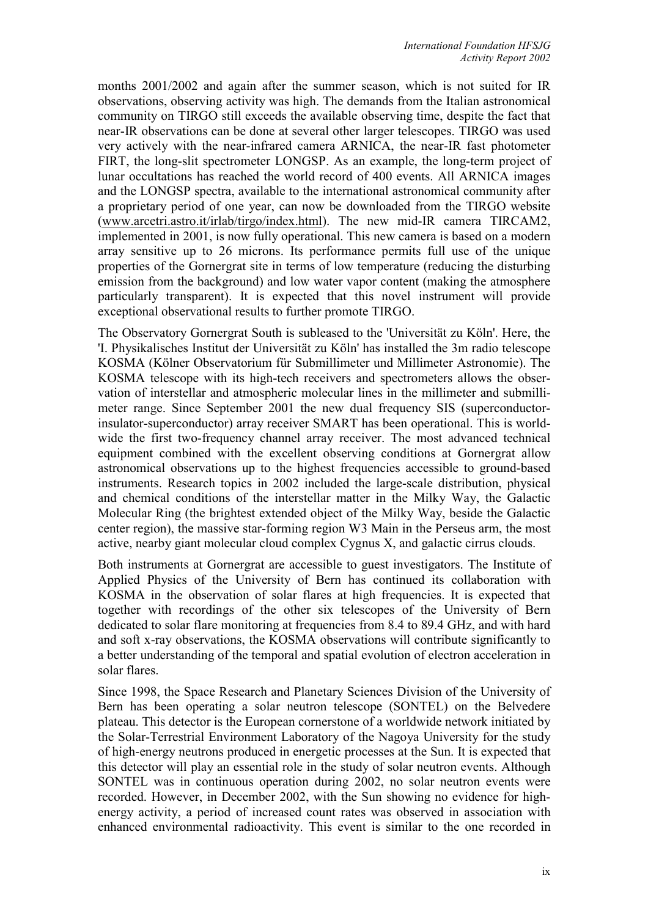months 2001/2002 and again after the summer season, which is not suited for IR observations, observing activity was high. The demands from the Italian astronomical community on TIRGO still exceeds the available observing time, despite the fact that near-IR observations can be done at several other larger telescopes. TIRGO was used very actively with the near-infrared camera ARNICA, the near-IR fast photometer FIRT, the long-slit spectrometer LONGSP. As an example, the long-term project of lunar occultations has reached the world record of 400 events. All ARNICA images and the LONGSP spectra, available to the international astronomical community after a proprietary period of one year, can now be downloaded from the TIRGO website (www.arcetri.astro.it/irlab/tirgo/index.html). The new mid-IR camera TIRCAM2, implemented in 2001, is now fully operational. This new camera is based on a modern array sensitive up to 26 microns. Its performance permits full use of the unique properties of the Gornergrat site in terms of low temperature (reducing the disturbing emission from the background) and low water vapor content (making the atmosphere particularly transparent). It is expected that this novel instrument will provide exceptional observational results to further promote TIRGO.

The Observatory Gornergrat South is subleased to the 'Universität zu Köln'. Here, the 'I. Physikalisches Institut der Universität zu Köln' has installed the 3m radio telescope KOSMA (Kölner Observatorium für Submillimeter und Millimeter Astronomie). The KOSMA telescope with its high-tech receivers and spectrometers allows the observation of interstellar and atmospheric molecular lines in the millimeter and submillimeter range. Since September 2001 the new dual frequency SIS (superconductor-insulator-superconductor) array receiver SMART has been operational. This is worldwide the first two-frequency channel array receiver. The most advanced technical equipment combined with the excellent observing conditions at Gornergrat allow astronomical observations up to the highest frequencies accessible to ground-based instruments. Research topics in 2002 included the large-scale distribution, physical and chemical conditions of the interstellar matter in the Milky Way, the Galactic Molecular Ring (the brightest extended object of the Milky Way, beside the Galactic center region), the massive star-forming region W3 Main in the Perseus arm, the most active, nearby giant molecular cloud complex Cygnus X, and galactic cirrus clouds.

Both instruments at Gornergrat are accessible to guest investigators. The Institute of Applied Physics of the University of Bern has continued its collaboration with KOSMA in the observation of solar flares at high frequencies. It is expected that together with recordings of the other six telescopes of the University of Bern dedicated to solar flare monitoring at frequencies from 8.4 to 89.4 GHz, and with hard and soft x-ray observations, the KOSMA observations will contribute significantly to a better understanding of the temporal and spatial evolution of electron acceleration in solar flares.

Since 1998, the Space Research and Planetary Sciences Division of the University of Bern has been operating a solar neutron telescope (SONTEL) on the Belvedere plateau. This detector is the European cornerstone of a worldwide network initiated by the Solar-Terrestrial Environment Laboratory of the Nagoya University for the study of high-energy neutrons produced in energetic processes at the Sun. It is expected that this detector will play an essential role in the study of solar neutron events. Although SONTEL was in continuous operation during 2002, no solar neutron events were recorded. However, in December 2002, with the Sun showing no evidence for high-energy activity, a period of increased count rates was observed in association with enhanced environmental radioactivity. This event is similar to the one recorded in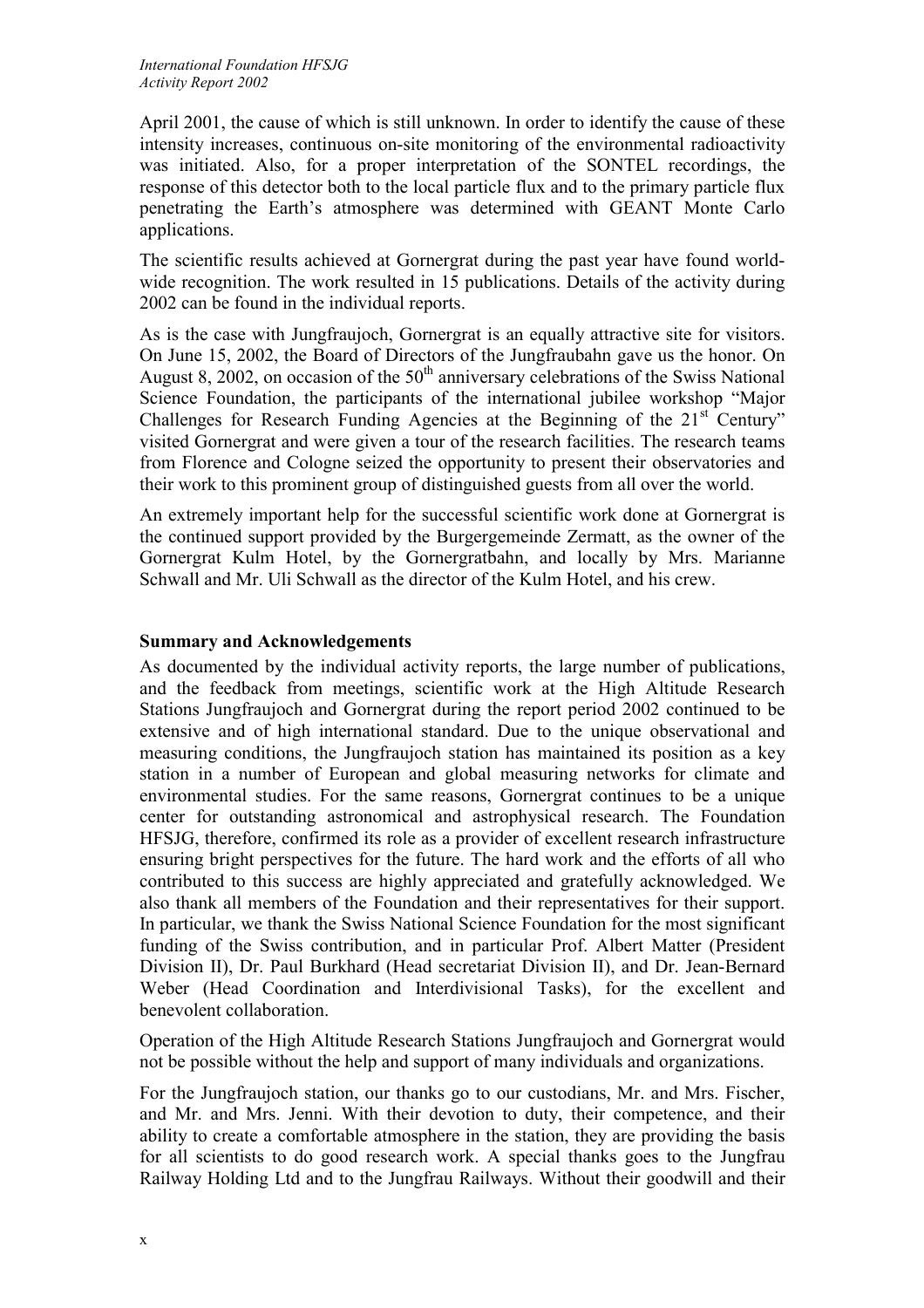April 2001, the cause of which is still unknown. In order to identify the cause of these intensity increases, continuous on-site monitoring of the environmental radioactivity was initiated. Also, for a proper interpretation of the SONTEL recordings, the response of this detector both to the local particle flux and to the primary particle flux penetrating the Earth's atmosphere was determined with GEANT Monte Carlo applications.

The scientific results achieved at Gornergrat during the past year have found worldwide recognition. The work resulted in 15 publications. Details of the activity during 2002 can be found in the individual reports.

As is the case with Jungfraujoch, Gornergrat is an equally attractive site for visitors. On June 15, 2002, the Board of Directors of the Jungfraubahn gave us the honor. On August 8, 2002, on occasion of the 50th anniversary celebrations of the Swiss National Science Foundation, the participants of the international jubilee workshop "Major Challenges for Research Funding Agencies at the Beginning of the 21st Century" visited Gornergrat and were given a tour of the research facilities. The research teams from Florence and Cologne seized the opportunity to present their observatories and their work to this prominent group of distinguished guests from all over the world.

An extremely important help for the successful scientific work done at Gornergrat is the continued support provided by the Burgergemeinde Zermatt, as the owner of the Gornergrat Kulm Hotel, by the Gornergratbahn, and locally by Mrs. Marianne Schwall and Mr. Uli Schwall as the director of the Kulm Hotel, and his crew.

### Summary and Acknowledgements

As documented by the individual activity reports, the large number of publications, and the feedback from meetings, scientific work at the High Altitude Research Stations Jungfraujoch and Gornergrat during the report period 2002 continued to be extensive and of high international standard. Due to the unique observational and measuring conditions, the Jungfraujoch station has maintained its position as a key station in a number of European and global measuring networks for climate and environmental studies. For the same reasons, Gornergrat continues to be a unique center for outstanding astronomical and astrophysical research. The Foundation HFSJG, therefore, confirmed its role as a provider of excellent research infrastructure ensuring bright perspectives for the future. The hard work and the efforts of all who contributed to this success are highly appreciated and gratefully acknowledged. We also thank all members of the Foundation and their representatives for their support. In particular, we thank the Swiss National Science Foundation for the most significant funding of the Swiss contribution, and in particular Prof. Albert Matter (President Division II), Dr. Paul Burkhard (Head secretariat Division II), and Dr. Jean-Bernard Weber (Head Coordination and Interdivisional Tasks), for the excellent and benevolent collaboration.

Operation of the High Altitude Research Stations Jungfraujoch and Gornergrat would not be possible without the help and support of many individuals and organizations.

For the Jungfraujoch station, our thanks go to our custodians, Mr. and Mrs. Fischer, and Mr. and Mrs. Jenni. With their devotion to duty, their competence, and their ability to create a comfortable atmosphere in the station, they are providing the basis for all scientists to do good research work. A special thanks goes to the Jungfrau Railway Holding Ltd and to the Jungfrau Railways. Without their goodwill and their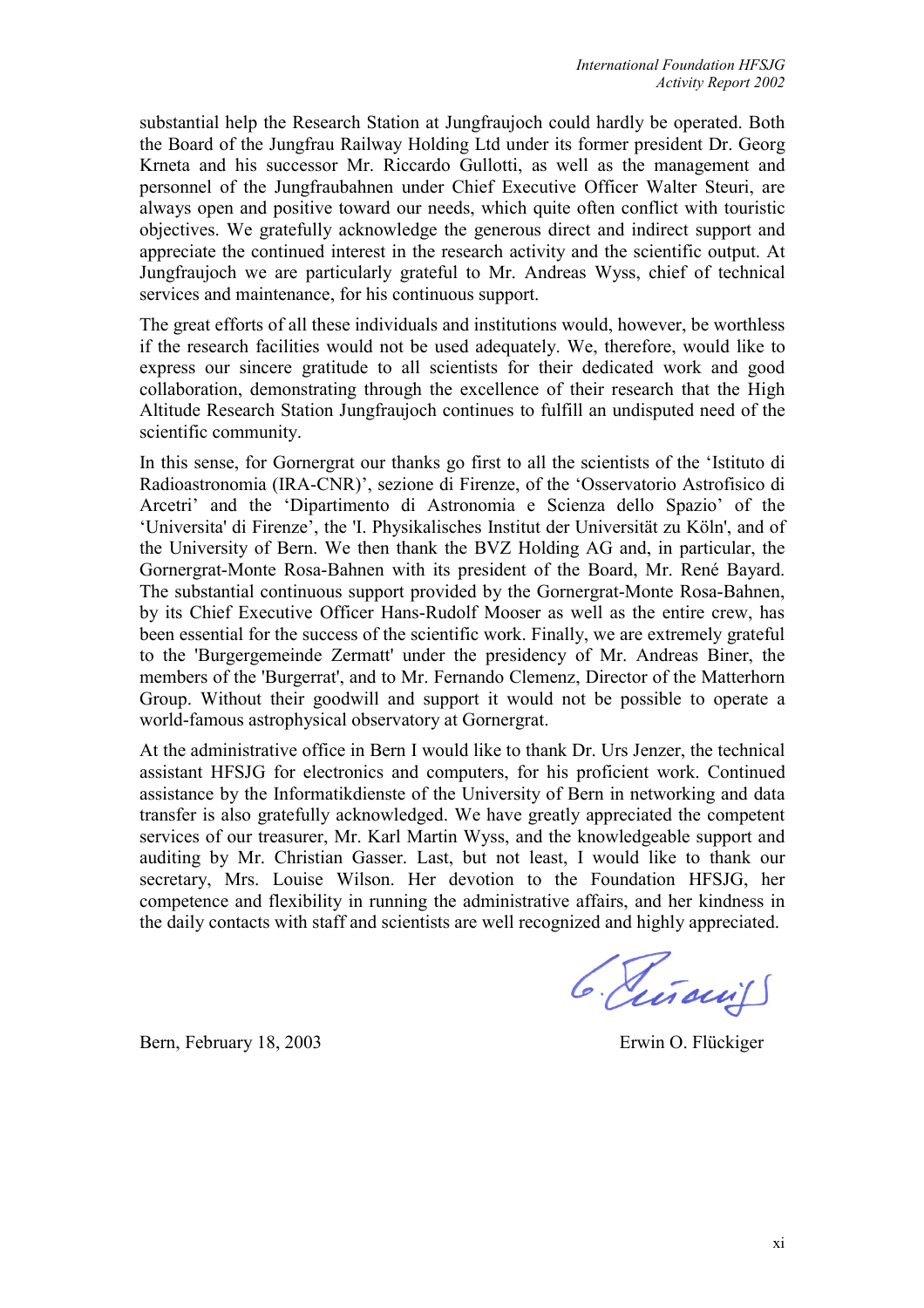substantial help the Research Station at Jungfraujoch could hardly be operated. Both the Board of the Jungfrau Railway Holding Ltd under its former president Dr. Georg Krneta and his successor Mr. Riccardo Gullotti, as well as the management and personnel of the Jungfraubahnen under Chief Executive Officer Walter Steuri, are always open and positive toward our needs, which quite often conflict with touristic objectives. We gratefully acknowledge the generous direct and indirect support and appreciate the continued interest in the research activity and the scientific output. At Jungfraujoch we are particularly grateful to Mr. Andreas Wyss, chief of technical services and maintenance, for his continuous support.

The great efforts of all these individuals and institutions would, however, be worthless if the research facilities would not be used adequately. We, therefore, would like to express our sincere gratitude to all scientists for their dedicated work and good collaboration, demonstrating through the excellence of their research that the High Altitude Research Station Jungfraujoch continues to fulfill an undisputed need of the scientific community.

In this sense, for Gornergrat our thanks go first to all the scientists of the 'Istituto di Radioastronomia (IRA-CNR)', sezione di Firenze, of the 'Osservatorio Astrofisico di Arcetri' and the 'Dipartimento di Astronomia e Scienza dello Spazio' of the 'Universita' di Firenze', the 'I. Physikalisches Institut der Universität zu Köln', and of the University of Bern. We then thank the BVZ Holding AG and, in particular, the Gornergrat-Monte Rosa-Bahnen with its president of the Board, Mr. René Bayard. The substantial continuous support provided by the Gornergrat-Monte Rosa-Bahnen, by its Chief Executive Officer Hans-Rudolf Mooser as well as the entire crew, has been essential for the success of the scientific work. Finally, we are extremely grateful to the 'Burgergemeinde Zermatt' under the presidency of Mr. Andreas Biner, the members of the 'Burgerrat', and to Mr. Fernando Clemenz, Director of the Matterhorn Group. Without their goodwill and support it would not be possible to operate a world-famous astrophysical observatory at Gornergrat.

At the administrative office in Bern I would like to thank Dr. Urs Jenzer, the technical assistant HFSJG for electronics and computers, for his proficient work. Continued assistance by the Informatikdienste of the University of Bern in networking and data transfer is also gratefully acknowledged. We have greatly appreciated the competent services of our treasurer, Mr. Karl Martin Wyss, and the knowledgeable support and auditing by Mr. Christian Gasser. Last, but not least, I would like to thank our secretary, Mrs. Louise Wilson. Her devotion to the Foundation HFSJG, her competence and flexibility in running the administrative affairs, and her kindness in the daily contacts with staff and scientists are well recognized and highly appreciated.

Bern, February 18, 2003

Erwin O. Flückiger